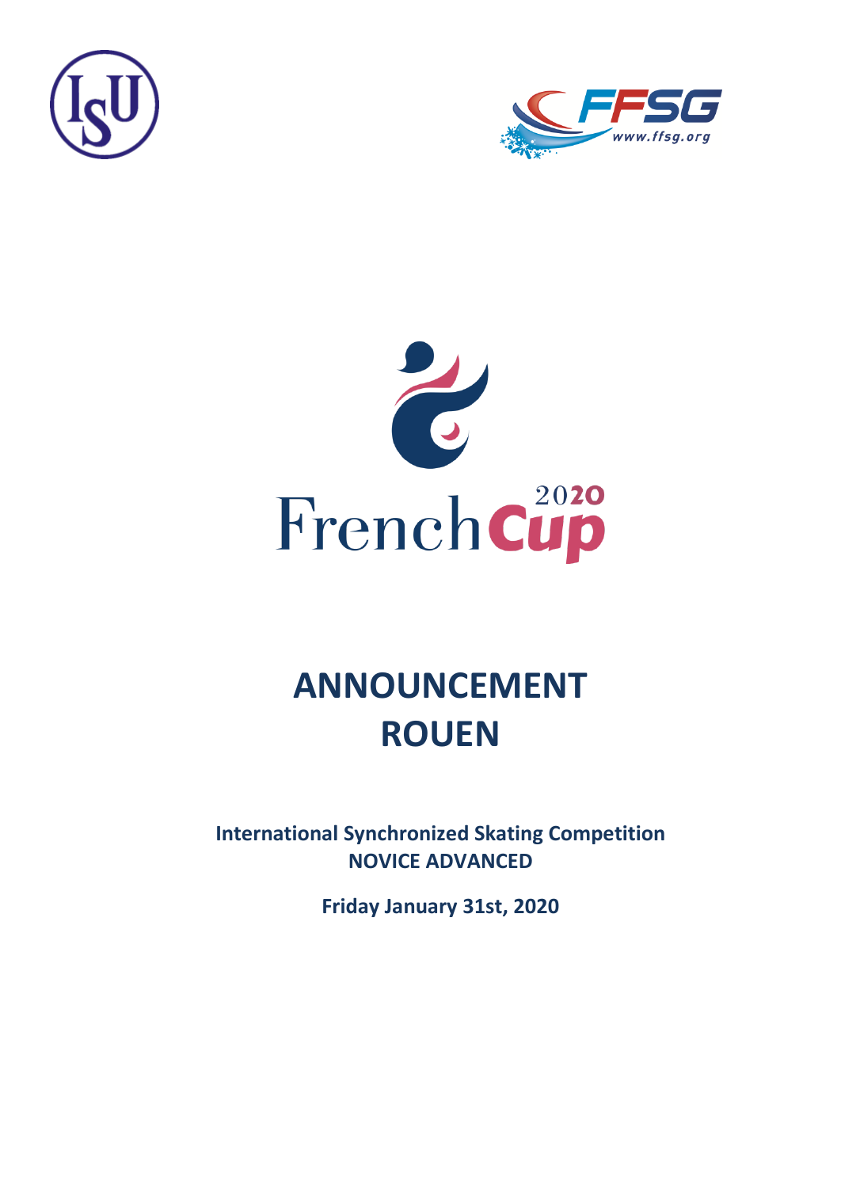French Cup 2020

# ANNOUNCEMENT
# ROUEN

**International Synchronized Skating Competition**
**NOVICE ADVANCED**

**Friday January 31st, 2020**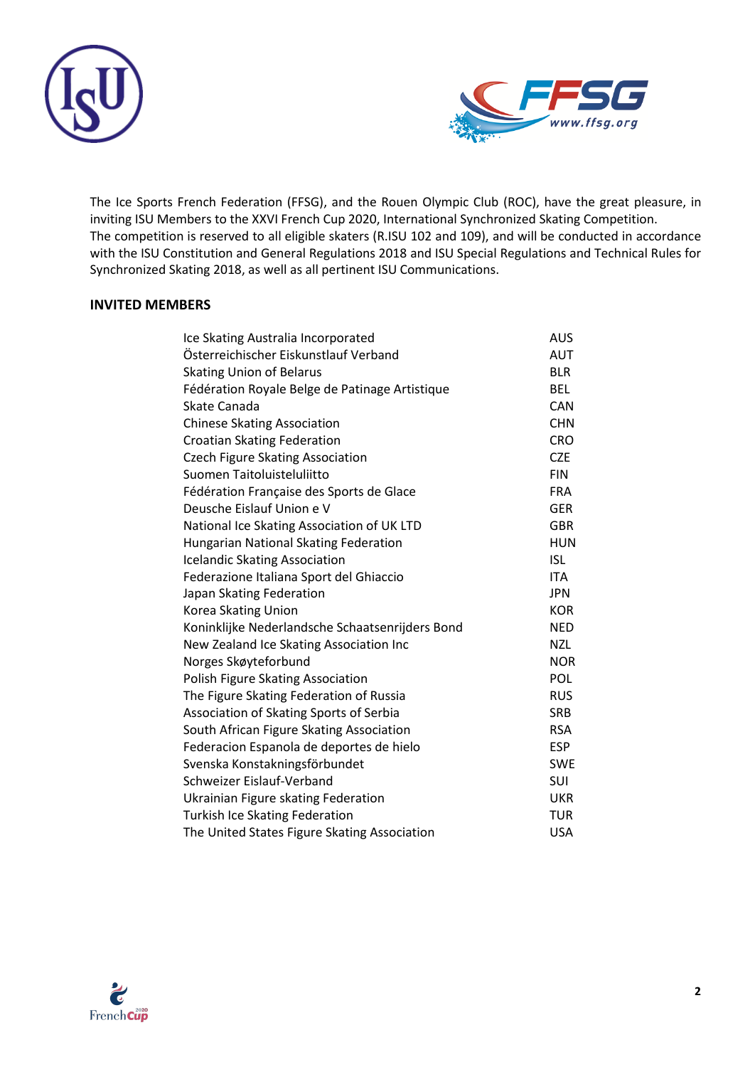The Ice Sports French Federation (FFSG), and the Rouen Olympic Club (ROC), have the great pleasure, in inviting ISU Members to the XXVI French Cup 2020, International Synchronized Skating Competition.
The competition is reserved to all eligible skaters (R.ISU 102 and 109), and will be conducted in accordance with the ISU Constitution and General Regulations 2018 and ISU Special Regulations and Technical Rules for Synchronized Skating 2018, as well as all pertinent ISU Communications.

**INVITED MEMBERS**

| | |
|---|---|
| Ice Skating Australia Incorporated | AUS |
| Österreichischer Eiskunstlauf Verband | AUT |
| Skating Union of Belarus | BLR |
| Fédération Royale Belge de Patinage Artistique | BEL |
| Skate Canada | CAN |
| Chinese Skating Association | CHN |
| Croatian Skating Federation | CRO |
| Czech Figure Skating Association | CZE |
| Suomen Taitoluisteluliitto | FIN |
| Fédération Française des Sports de Glace | FRA |
| Deusche Eislauf Union e V | GER |
| National Ice Skating Association of UK LTD | GBR |
| Hungarian National Skating Federation | HUN |
| Icelandic Skating Association | ISL |
| Federazione Italiana Sport del Ghiaccio | ITA |
| Japan Skating Federation | JPN |
| Korea Skating Union | KOR |
| Koninklijke Nederlandsche Schaatsenrijders Bond | NED |
| New Zealand Ice Skating Association Inc | NZL |
| Norges Skøyteforbund | NOR |
| Polish Figure Skating Association | POL |
| The Figure Skating Federation of Russia | RUS |
| Association of Skating Sports of Serbia | SRB |
| South African Figure Skating Association | RSA |
| Federacion Espanola de deportes de hielo | ESP |
| Svenska Konstakningsförbundet | SWE |
| Schweizer Eislauf-Verband | SUI |
| Ukrainian Figure skating Federation | UKR |
| Turkish Ice Skating Federation | TUR |
| The United States Figure Skating Association | USA |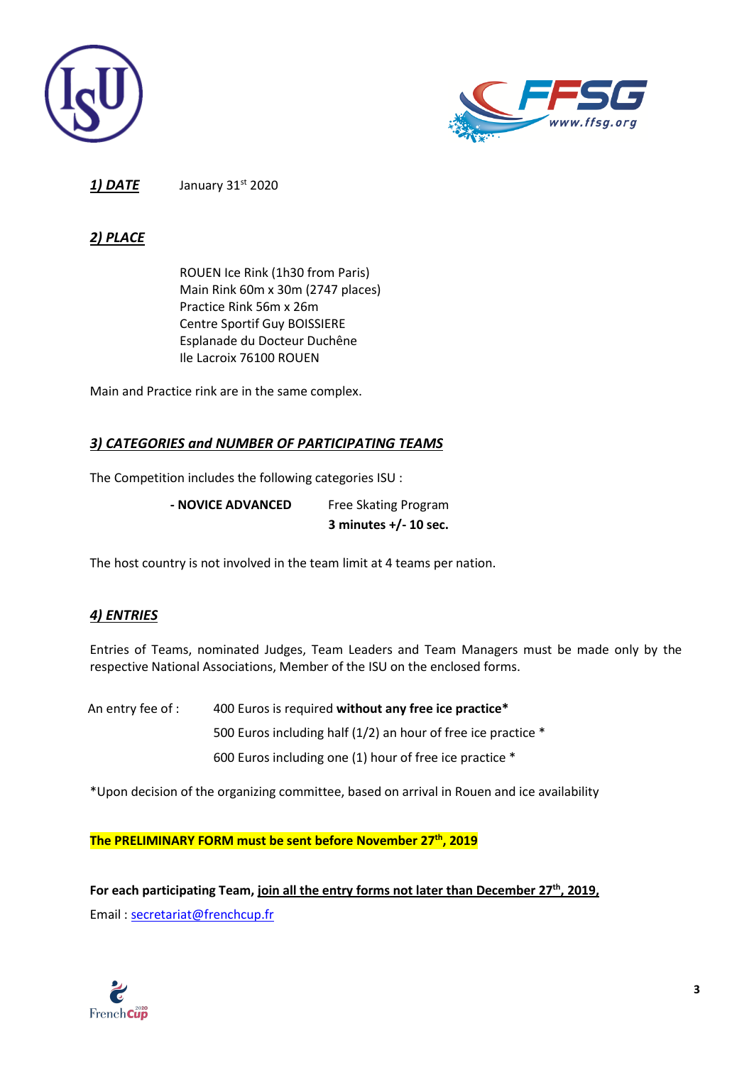***1) DATE*** January 31st 2020

***2) PLACE***

ROUEN Ice Rink (1h30 from Paris)
Main Rink 60m x 30m (2747 places)
Practice Rink 56m x 26m
Centre Sportif Guy BOISSIERE
Esplanade du Docteur Duchêne
Ile Lacroix 76100 ROUEN

Main and Practice rink are in the same complex.

***3) CATEGORIES and NUMBER OF PARTICIPATING TEAMS***

The Competition includes the following categories ISU :

**- NOVICE ADVANCED** Free Skating Program
**3 minutes +/- 10 sec.**

The host country is not involved in the team limit at 4 teams per nation.

***4) ENTRIES***

Entries of Teams, nominated Judges, Team Leaders and Team Managers must be made only by the respective National Associations, Member of the ISU on the enclosed forms.

An entry fee of :
400 Euros is required **without any free ice practice***
500 Euros including half (1/2) an hour of free ice practice *
600 Euros including one (1) hour of free ice practice *

*Upon decision of the organizing committee, based on arrival in Rouen and ice availability

**The PRELIMINARY FORM must be sent before November 27th, 2019**

**For each participating Team, join all the entry forms not later than December 27th, 2019,**

Email : secretariat@frenchcup.fr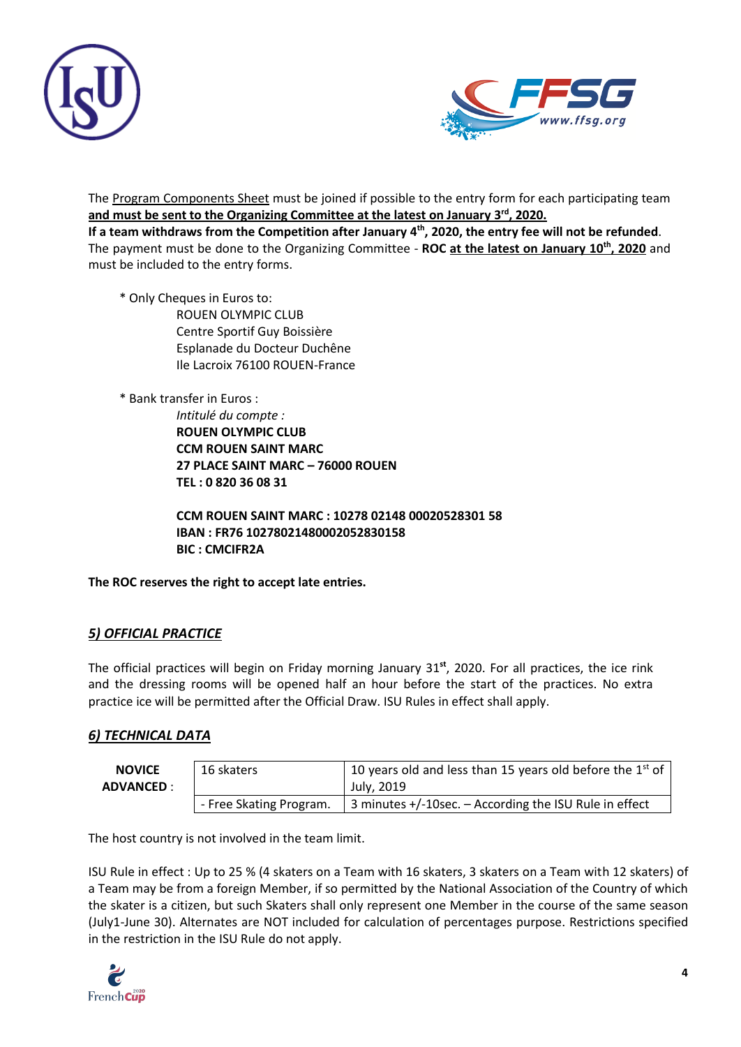The Program Components Sheet must be joined if possible to the entry form for each participating team **and must be sent to the Organizing Committee at the latest on January 3rd, 2020.**
**If a team withdraws from the Competition after January 4th, 2020, the entry fee will not be refunded**.
The payment must be done to the Organizing Committee - **ROC at the latest on January 10th, 2020** and must be included to the entry forms.

\* Only Cheques in Euros to:
ROUEN OLYMPIC CLUB
Centre Sportif Guy Boissière
Esplanade du Docteur Duchêne
Ile Lacroix 76100 ROUEN-France

\* Bank transfer in Euros :
*Intitulé du compte :*
**ROUEN OLYMPIC CLUB**
**CCM ROUEN SAINT MARC**
**27 PLACE SAINT MARC – 76000 ROUEN**
**TEL : 0 820 36 08 31**

**CCM ROUEN SAINT MARC : 10278 02148 00020528301 58**
**IBAN : FR76 10278021480002052830158**
**BIC : CMCIFR2A**

**The ROC reserves the right to accept late entries.**

## *5) OFFICIAL PRACTICE*

The official practices will begin on Friday morning January 31st, 2020. For all practices, the ice rink and the dressing rooms will be opened half an hour before the start of the practices. No extra practice ice will be permitted after the Official Draw. ISU Rules in effect shall apply.

## *6) TECHNICAL DATA*

| | | |
|---|---|---|
| **NOVICE ADVANCED** : | 16 skaters | 10 years old and less than 15 years old before the 1st of July, 2019 |
| | - Free Skating Program. | 3 minutes +/-10sec. – According the ISU Rule in effect |

The host country is not involved in the team limit.

ISU Rule in effect : Up to 25 % (4 skaters on a Team with 16 skaters, 3 skaters on a Team with 12 skaters) of a Team may be from a foreign Member, if so permitted by the National Association of the Country of which the skater is a citizen, but such Skaters shall only represent one Member in the course of the same season (July1-June 30). Alternates are NOT included for calculation of percentages purpose. Restrictions specified in the restriction in the ISU Rule do not apply.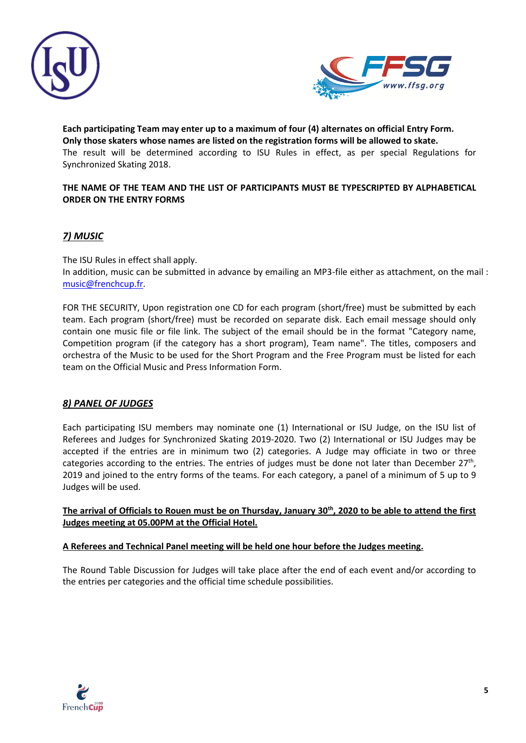**Each participating Team may enter up to a maximum of four (4) alternates on official Entry Form.**
**Only those skaters whose names are listed on the registration forms will be allowed to skate.**
The result will be determined according to ISU Rules in effect, as per special Regulations for Synchronized Skating 2018.

**THE NAME OF THE TEAM AND THE LIST OF PARTICIPANTS MUST BE TYPESCRIPTED BY ALPHABETICAL ORDER ON THE ENTRY FORMS**

## *7) MUSIC*

The ISU Rules in effect shall apply.
In addition, music can be submitted in advance by emailing an MP3-file either as attachment, on the mail : [music@frenchcup.fr](mailto:music@frenchcup.fr).

FOR THE SECURITY, Upon registration one CD for each program (short/free) must be submitted by each team. Each program (short/free) must be recorded on separate disk. Each email message should only contain one music file or file link. The subject of the email should be in the format "Category name, Competition program (if the category has a short program), Team name". The titles, composers and orchestra of the Music to be used for the Short Program and the Free Program must be listed for each team on the Official Music and Press Information Form.

## *8) PANEL OF JUDGES*

Each participating ISU members may nominate one (1) International or ISU Judge, on the ISU list of Referees and Judges for Synchronized Skating 2019-2020. Two (2) International or ISU Judges may be accepted if the entries are in minimum two (2) categories. A Judge may officiate in two or three categories according to the entries. The entries of judges must be done not later than December 27th, 2019 and joined to the entry forms of the teams. For each category, a panel of a minimum of 5 up to 9 Judges will be used.

**The arrival of Officials to Rouen must be on Thursday, January 30th, 2020 to be able to attend the first Judges meeting at 05.00PM at the Official Hotel.**

**A Referees and Technical Panel meeting will be held one hour before the Judges meeting.**

The Round Table Discussion for Judges will take place after the end of each event and/or according to the entries per categories and the official time schedule possibilities.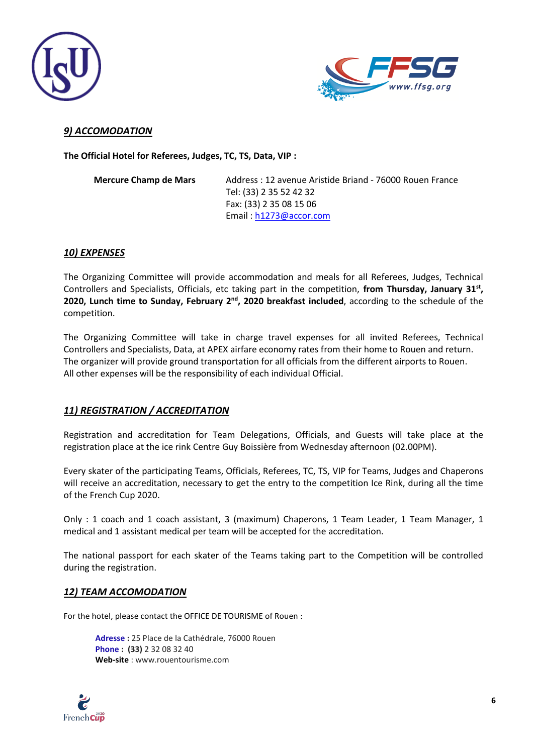## *9) ACCOMODATION*

**The Official Hotel for Referees, Judges, TC, TS, Data, VIP :**

**Mercure Champ de Mars**

Address : 12 avenue Aristide Briand - 76000 Rouen France
Tel: (33) 2 35 52 42 32
Fax: (33) 2 35 08 15 06
Email : h1273@accor.com

## *10) EXPENSES*

The Organizing Committee will provide accommodation and meals for all Referees, Judges, Technical Controllers and Specialists, Officials, etc taking part in the competition, **from Thursday, January 31st, 2020, Lunch time to Sunday, February 2nd, 2020 breakfast included**, according to the schedule of the competition.

The Organizing Committee will take in charge travel expenses for all invited Referees, Technical Controllers and Specialists, Data, at APEX airfare economy rates from their home to Rouen and return.
The organizer will provide ground transportation for all officials from the different airports to Rouen.
All other expenses will be the responsibility of each individual Official.

## *11) REGISTRATION / ACCREDITATION*

Registration and accreditation for Team Delegations, Officials, and Guests will take place at the registration place at the ice rink Centre Guy Boissière from Wednesday afternoon (02.00PM).

Every skater of the participating Teams, Officials, Referees, TC, TS, VIP for Teams, Judges and Chaperons will receive an accreditation, necessary to get the entry to the competition Ice Rink, during all the time of the French Cup 2020.

Only : 1 coach and 1 coach assistant, 3 (maximum) Chaperons, 1 Team Leader, 1 Team Manager, 1 medical and 1 assistant medical per team will be accepted for the accreditation.

The national passport for each skater of the Teams taking part to the Competition will be controlled during the registration.

## *12) TEAM ACCOMODATION*

For the hotel, please contact the OFFICE DE TOURISME of Rouen :

**Adresse :** 25 Place de la Cathédrale, 76000 Rouen
**Phone : (33)** 2 32 08 32 40
**Web-site** : www.rouentourisme.com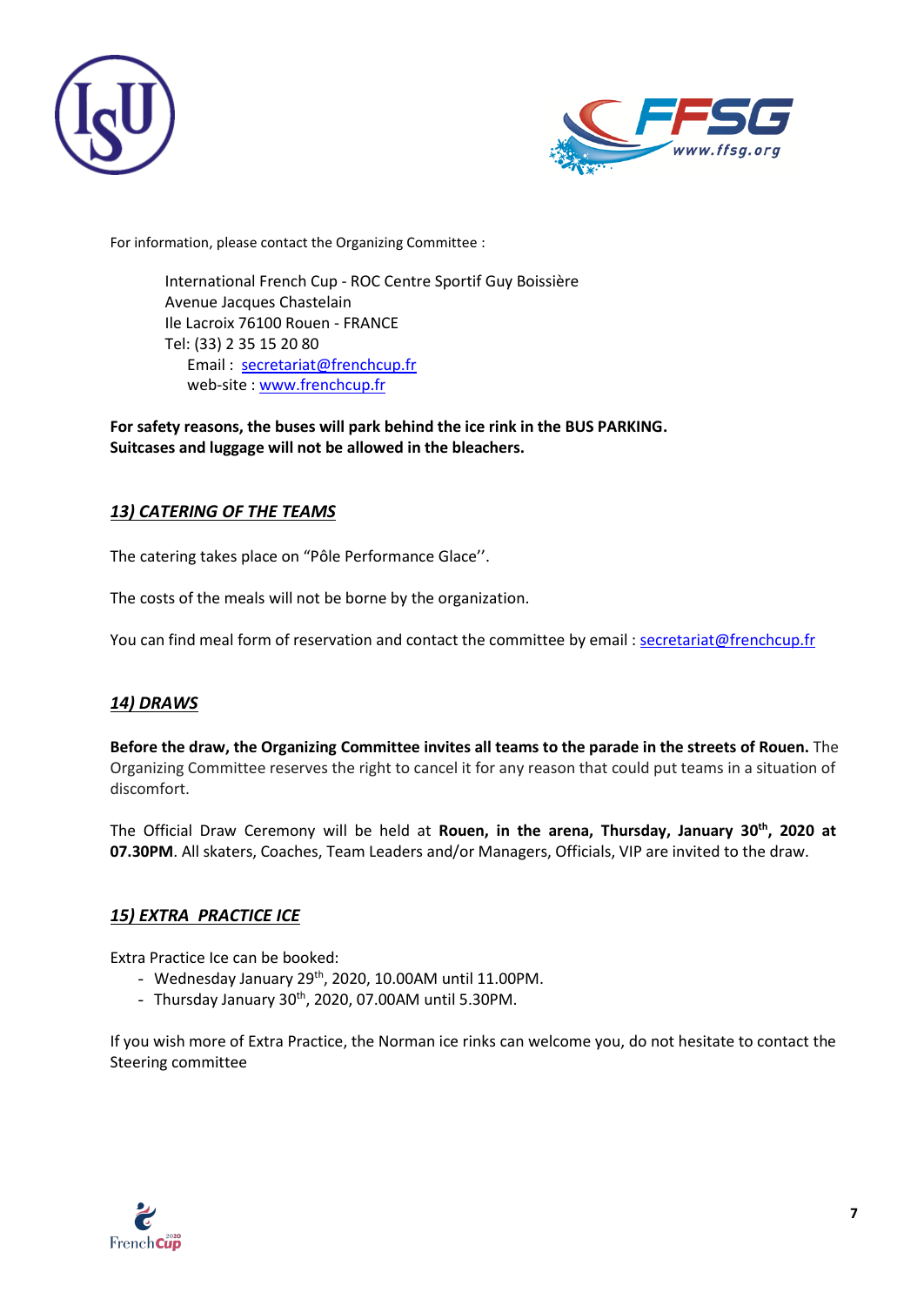For information, please contact the Organizing Committee :

International French Cup - ROC Centre Sportif Guy Boissière
Avenue Jacques Chastelain
Ile Lacroix 76100 Rouen - FRANCE
Tel: (33) 2 35 15 20 80
Email : secretariat@frenchcup.fr
web-site : www.frenchcup.fr

**For safety reasons, the buses will park behind the ice rink in the BUS PARKING.**
**Suitcases and luggage will not be allowed in the bleachers.**

## *13) CATERING OF THE TEAMS*

The catering takes place on "Pôle Performance Glace''.

The costs of the meals will not be borne by the organization.

You can find meal form of reservation and contact the committee by email : secretariat@frenchcup.fr

## *14) DRAWS*

**Before the draw, the Organizing Committee invites all teams to the parade in the streets of Rouen.** The Organizing Committee reserves the right to cancel it for any reason that could put teams in a situation of discomfort.

The Official Draw Ceremony will be held at **Rouen, in the arena, Thursday, January 30th, 2020 at 07.30PM**. All skaters, Coaches, Team Leaders and/or Managers, Officials, VIP are invited to the draw.

## *15) EXTRA PRACTICE ICE*

Extra Practice Ice can be booked:

- Wednesday January 29th, 2020, 10.00AM until 11.00PM.
- Thursday January 30th, 2020, 07.00AM until 5.30PM.

If you wish more of Extra Practice, the Norman ice rinks can welcome you, do not hesitate to contact the Steering committee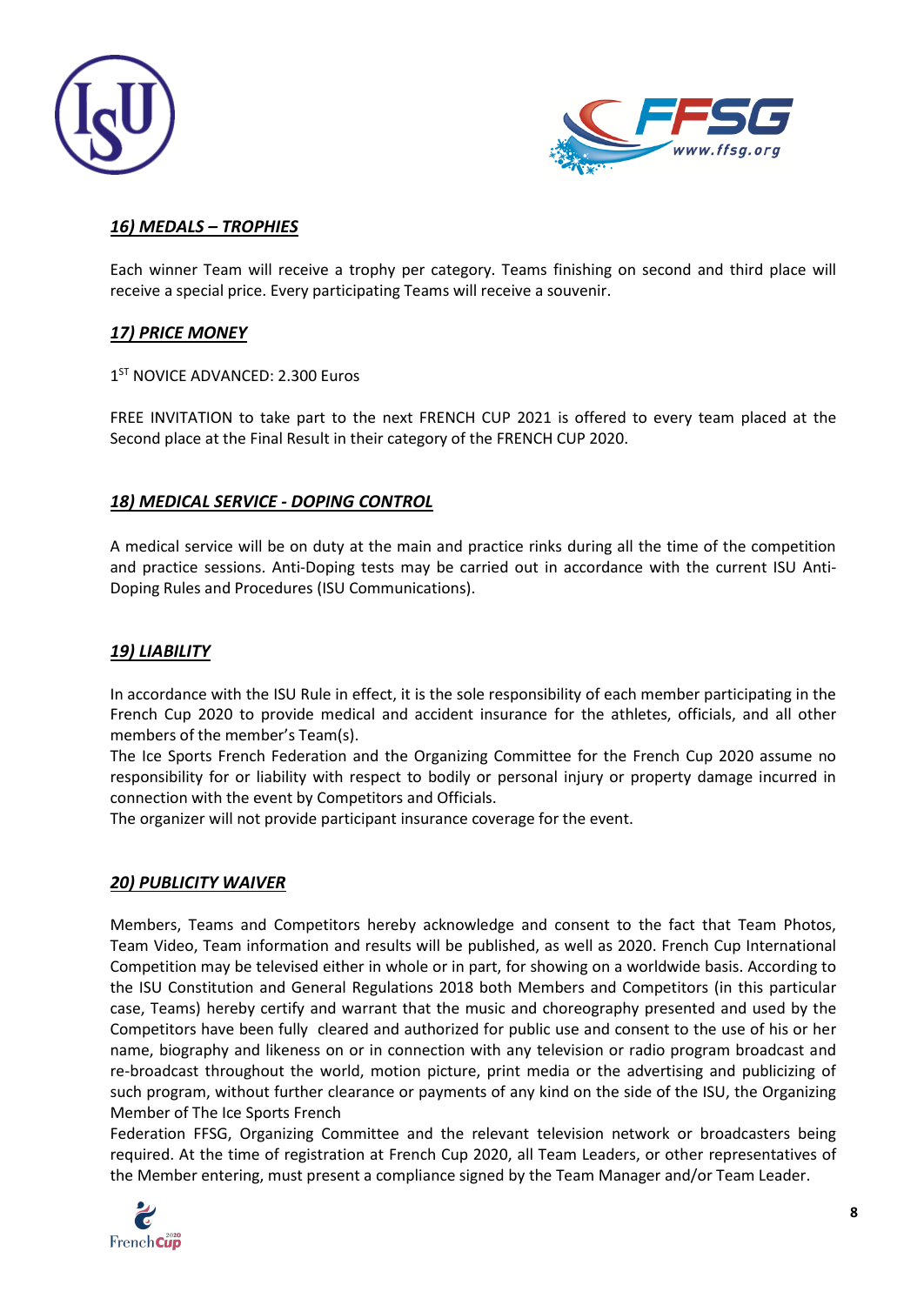## *16) MEDALS – TROPHIES*

Each winner Team will receive a trophy per category. Teams finishing on second and third place will receive a special price. Every participating Teams will receive a souvenir.

## *17) PRICE MONEY*

1[ST] NOVICE ADVANCED: 2.300 Euros

FREE INVITATION to take part to the next FRENCH CUP 2021 is offered to every team placed at the Second place at the Final Result in their category of the FRENCH CUP 2020.

## *18) MEDICAL SERVICE - DOPING CONTROL*

A medical service will be on duty at the main and practice rinks during all the time of the competition and practice sessions. Anti-Doping tests may be carried out in accordance with the current ISU Anti-Doping Rules and Procedures (ISU Communications).

## *19) LIABILITY*

In accordance with the ISU Rule in effect, it is the sole responsibility of each member participating in the French Cup 2020 to provide medical and accident insurance for the athletes, officials, and all other members of the member's Team(s).
The Ice Sports French Federation and the Organizing Committee for the French Cup 2020 assume no responsibility for or liability with respect to bodily or personal injury or property damage incurred in connection with the event by Competitors and Officials.
The organizer will not provide participant insurance coverage for the event.

## *20) PUBLICITY WAIVER*

Members, Teams and Competitors hereby acknowledge and consent to the fact that Team Photos, Team Video, Team information and results will be published, as well as 2020. French Cup International Competition may be televised either in whole or in part, for showing on a worldwide basis. According to the ISU Constitution and General Regulations 2018 both Members and Competitors (in this particular case, Teams) hereby certify and warrant that the music and choreography presented and used by the Competitors have been fully cleared and authorized for public use and consent to the use of his or her name, biography and likeness on or in connection with any television or radio program broadcast and re-broadcast throughout the world, motion picture, print media or the advertising and publicizing of such program, without further clearance or payments of any kind on the side of the ISU, the Organizing Member of The Ice Sports French
Federation FFSG, Organizing Committee and the relevant television network or broadcasters being required. At the time of registration at French Cup 2020, all Team Leaders, or other representatives of the Member entering, must present a compliance signed by the Team Manager and/or Team Leader.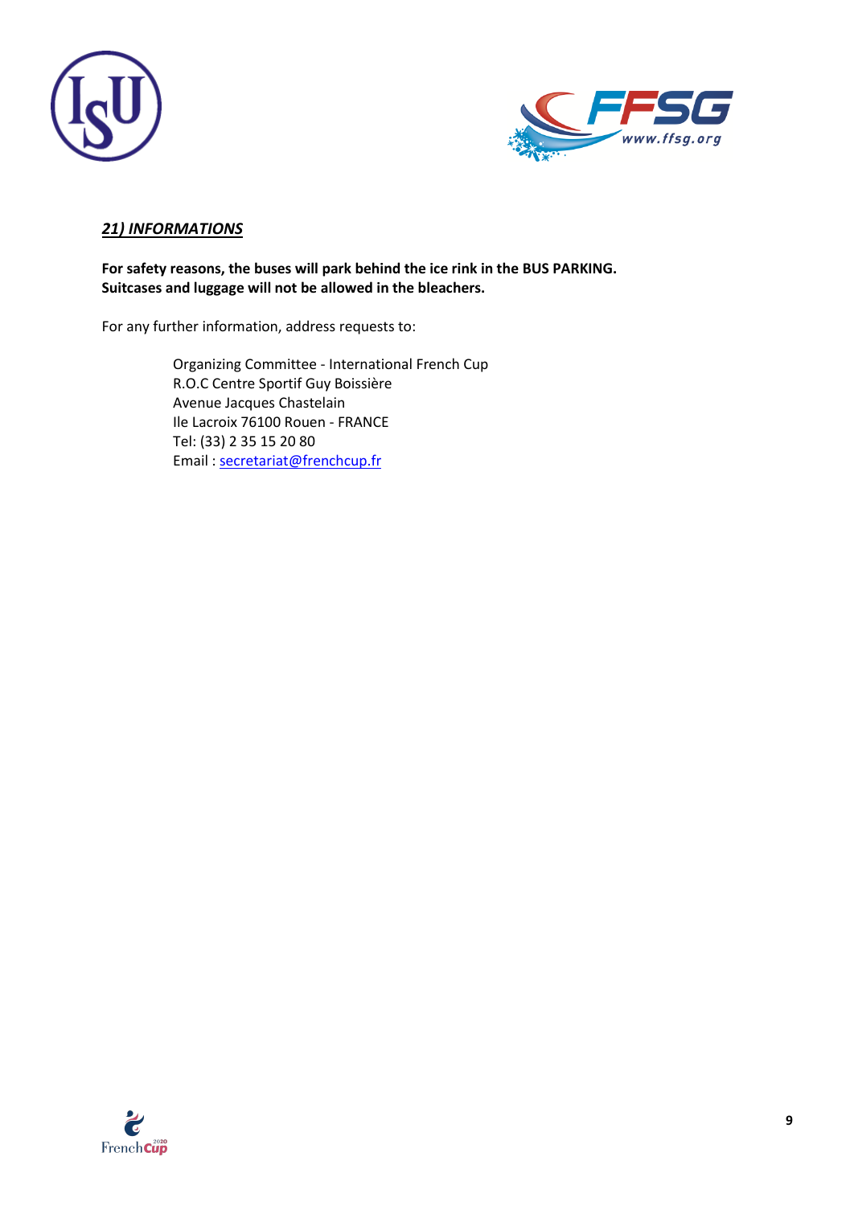## ***21) INFORMATIONS***

**For safety reasons, the buses will park behind the ice rink in the BUS PARKING.**
**Suitcases and luggage will not be allowed in the bleachers.**

For any further information, address requests to:

> Organizing Committee - International French Cup
> R.O.C Centre Sportif Guy Boissière
> Avenue Jacques Chastelain
> Ile Lacroix 76100 Rouen - FRANCE
> Tel: (33) 2 35 15 20 80
> Email : secretariat@frenchcup.fr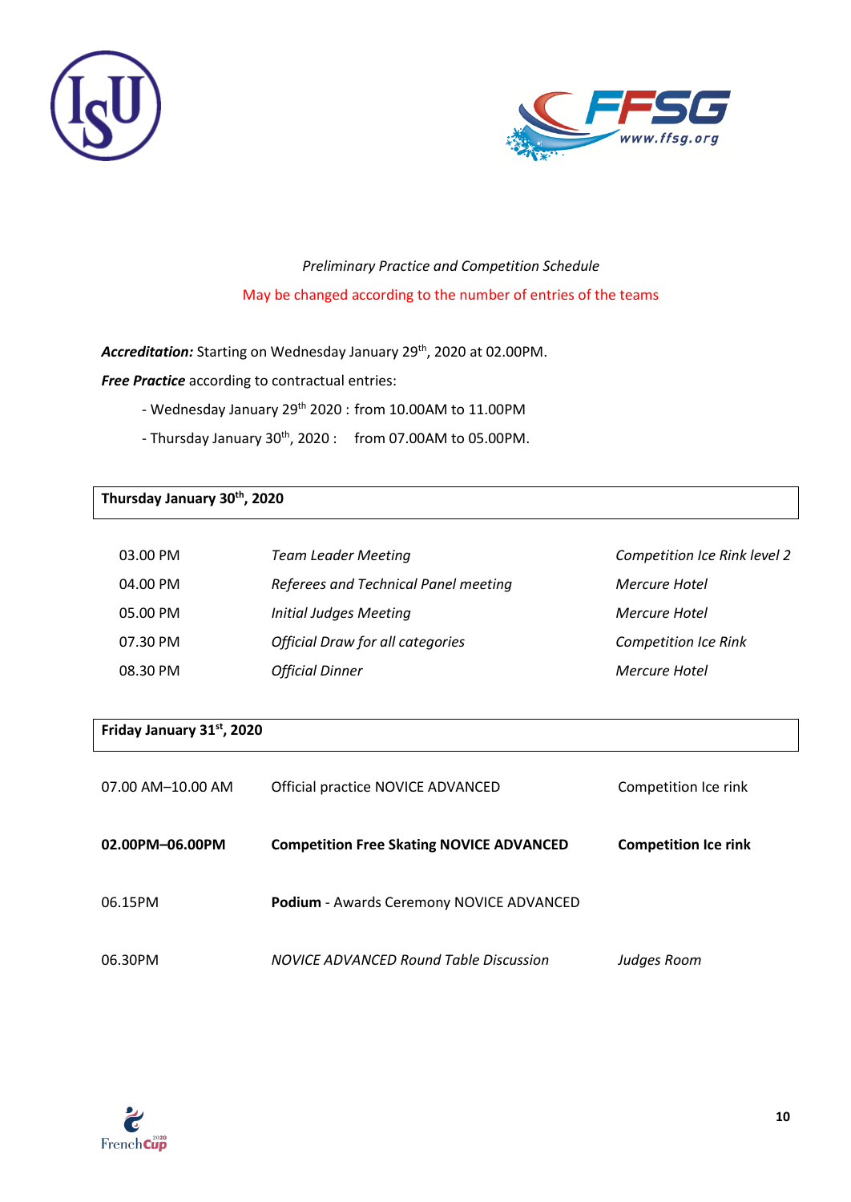*Preliminary Practice and Competition Schedule*

May be changed according to the number of entries of the teams

***Accreditation:*** Starting on Wednesday January 29th, 2020 at 02.00PM.

***Free Practice*** according to contractual entries:

- Wednesday January 29th 2020 : from 10.00AM to 11.00PM
- Thursday January 30th, 2020 : from 07.00AM to 05.00PM.

**Thursday January 30th, 2020**

| | | |
|---|---|---|
| 03.00 PM | *Team Leader Meeting* | *Competition Ice Rink level 2* |
| 04.00 PM | *Referees and Technical Panel meeting* | *Mercure Hotel* |
| 05.00 PM | *Initial Judges Meeting* | *Mercure Hotel* |
| 07.30 PM | *Official Draw for all categories* | *Competition Ice Rink* |
| 08.30 PM | *Official Dinner* | *Mercure Hotel* |

**Friday January 31st, 2020**

| | | |
|---|---|---|
| 07.00 AM–10.00 AM | Official practice NOVICE ADVANCED | Competition Ice rink |
| **02.00PM–06.00PM** | **Competition Free Skating NOVICE ADVANCED** | **Competition Ice rink** |
| 06.15PM | **Podium** - Awards Ceremony NOVICE ADVANCED | |
| 06.30PM | *NOVICE ADVANCED Round Table Discussion* | *Judges Room* |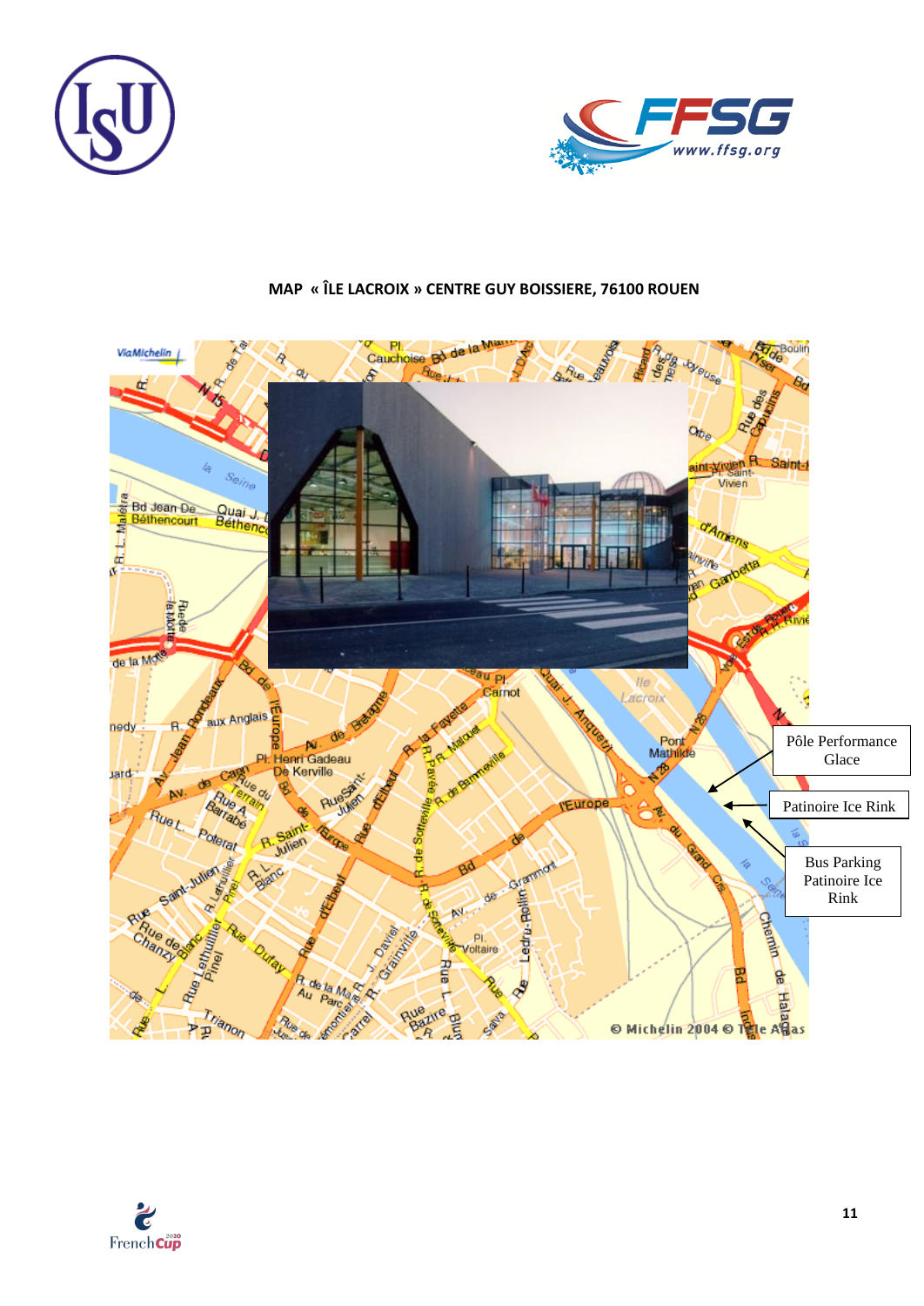**MAP « ÎLE LACROIX » CENTRE GUY BOISSIERE, 76100 ROUEN**

Pôle Performance Glace

Patinoire Ice Rink

Bus Parking Patinoire Ice Rink